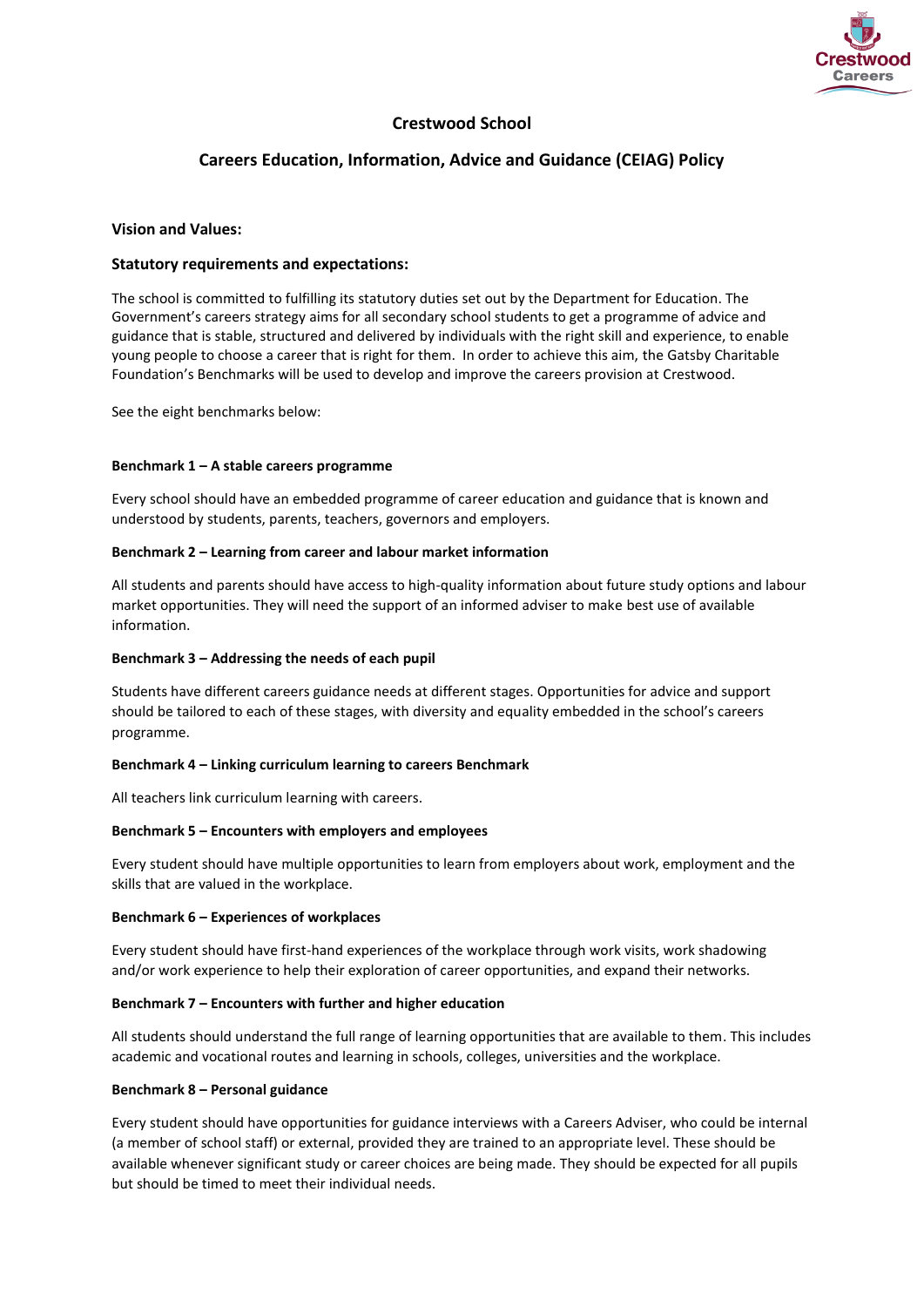# Crestwood School

## Careers Education, Information, Advice and Guidance (CEIAG) Policy

### Vision and Values:

### Statutory requirements and expectations:

The school is committed to fulfilling its statutory duties set out by the Department for Education. The Government's careers strategy aims for all secondary school students to get a programme of advice and guidance that is stable, structured and delivered by individuals with the right skill and experience, to enable young people to choose a career that is right for them. In order to achieve this aim, the Gatsby Charitable Foundation's Benchmarks will be used to develop and improve the careers provision at Crestwood.

See the eight benchmarks below:

**Benchmark 1 – A stable careers programme**

Every school should have an embedded programme of career education and guidance that is known and understood by students, parents, teachers, governors and employers.

**Benchmark 2 – Learning from career and labour market information**

All students and parents should have access to high-quality information about future study options and labour market opportunities. They will need the support of an informed adviser to make best use of available information.

**Benchmark 3 – Addressing the needs of each pupil**

Students have different careers guidance needs at different stages. Opportunities for advice and support should be tailored to each of these stages, with diversity and equality embedded in the school's careers programme.

**Benchmark 4 – Linking curriculum learning to careers Benchmark**

All teachers link curriculum learning with careers.

**Benchmark 5 – Encounters with employers and employees**

Every student should have multiple opportunities to learn from employers about work, employment and the skills that are valued in the workplace.

**Benchmark 6 – Experiences of workplaces**

Every student should have first-hand experiences of the workplace through work visits, work shadowing and/or work experience to help their exploration of career opportunities, and expand their networks.

**Benchmark 7 – Encounters with further and higher education**

All students should understand the full range of learning opportunities that are available to them. This includes academic and vocational routes and learning in schools, colleges, universities and the workplace.

**Benchmark 8 – Personal guidance**

Every student should have opportunities for guidance interviews with a Careers Adviser, who could be internal (a member of school staff) or external, provided they are trained to an appropriate level. These should be available whenever significant study or career choices are being made. They should be expected for all pupils but should be timed to meet their individual needs.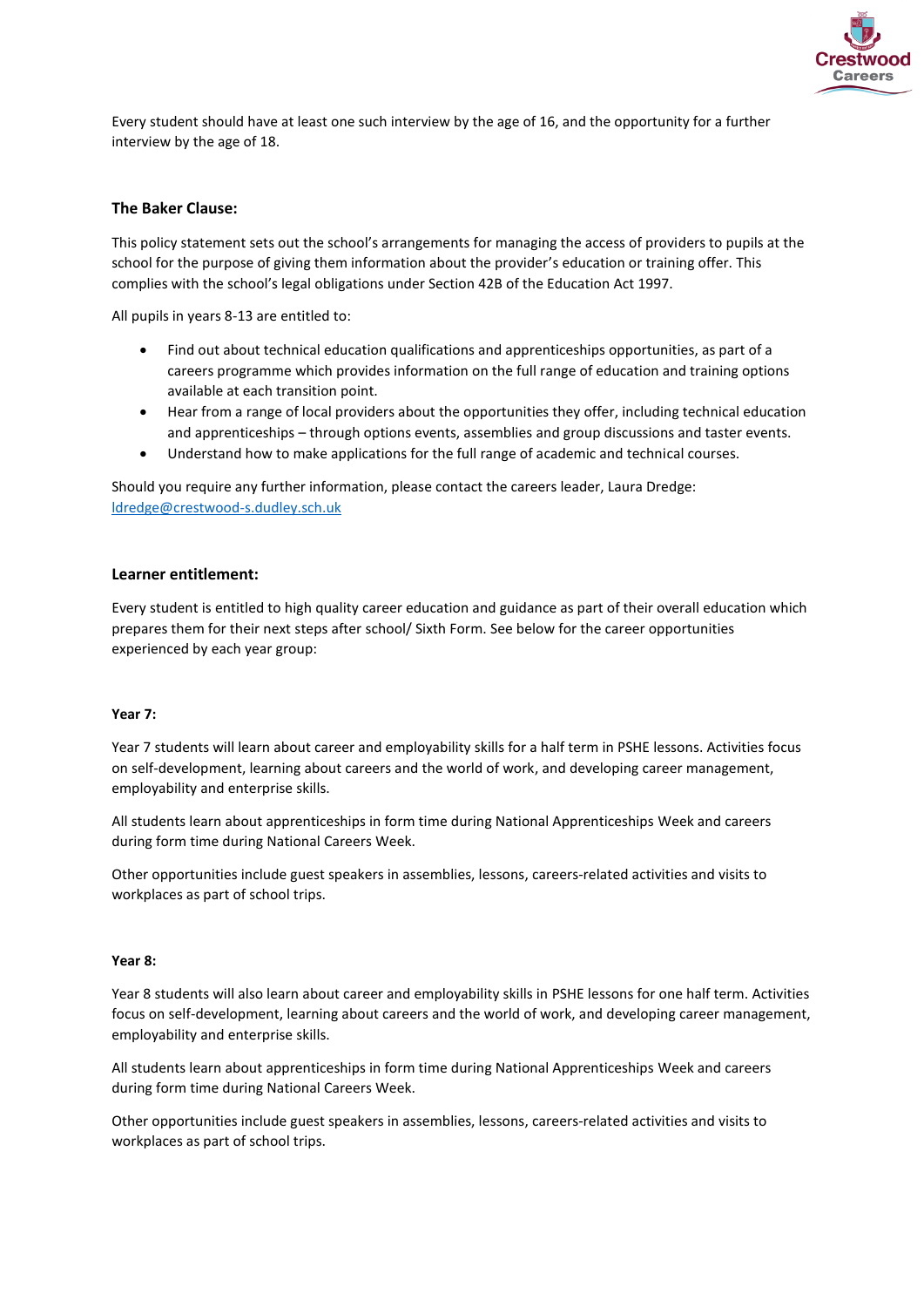Every student should have at least one such interview by the age of 16, and the opportunity for a further interview by the age of 18.

### The Baker Clause:

This policy statement sets out the school's arrangements for managing the access of providers to pupils at the school for the purpose of giving them information about the provider's education or training offer. This complies with the school's legal obligations under Section 42B of the Education Act 1997.

All pupils in years 8-13 are entitled to:

- Find out about technical education qualifications and apprenticeships opportunities, as part of a careers programme which provides information on the full range of education and training options available at each transition point.
- Hear from a range of local providers about the opportunities they offer, including technical education and apprenticeships – through options events, assemblies and group discussions and taster events.
- Understand how to make applications for the full range of academic and technical courses.

Should you require any further information, please contact the careers leader, Laura Dredge: ldredge@crestwood-s.dudley.sch.uk

### Learner entitlement:

Every student is entitled to high quality career education and guidance as part of their overall education which prepares them for their next steps after school/ Sixth Form. See below for the career opportunities experienced by each year group:

#### Year 7:

Year 7 students will learn about career and employability skills for a half term in PSHE lessons. Activities focus on self-development, learning about careers and the world of work, and developing career management, employability and enterprise skills.

All students learn about apprenticeships in form time during National Apprenticeships Week and careers during form time during National Careers Week.

Other opportunities include guest speakers in assemblies, lessons, careers-related activities and visits to workplaces as part of school trips.

#### Year 8:

Year 8 students will also learn about career and employability skills in PSHE lessons for one half term. Activities focus on self-development, learning about careers and the world of work, and developing career management, employability and enterprise skills.

All students learn about apprenticeships in form time during National Apprenticeships Week and careers during form time during National Careers Week.

Other opportunities include guest speakers in assemblies, lessons, careers-related activities and visits to workplaces as part of school trips.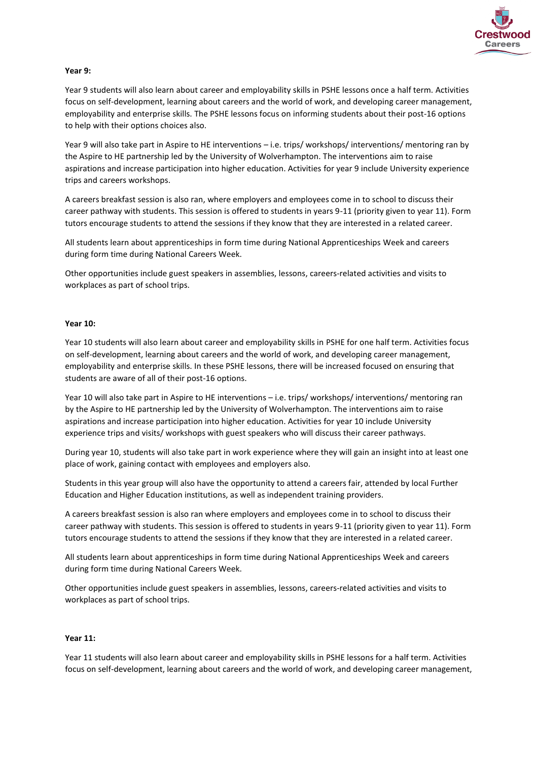**Year 9:**

Year 9 students will also learn about career and employability skills in PSHE lessons once a half term. Activities focus on self-development, learning about careers and the world of work, and developing career management, employability and enterprise skills. The PSHE lessons focus on informing students about their post-16 options to help with their options choices also.

Year 9 will also take part in Aspire to HE interventions – i.e. trips/ workshops/ interventions/ mentoring ran by the Aspire to HE partnership led by the University of Wolverhampton. The interventions aim to raise aspirations and increase participation into higher education. Activities for year 9 include University experience trips and careers workshops.

A careers breakfast session is also ran, where employers and employees come in to school to discuss their career pathway with students. This session is offered to students in years 9-11 (priority given to year 11). Form tutors encourage students to attend the sessions if they know that they are interested in a related career.

All students learn about apprenticeships in form time during National Apprenticeships Week and careers during form time during National Careers Week.

Other opportunities include guest speakers in assemblies, lessons, careers-related activities and visits to workplaces as part of school trips.

**Year 10:**

Year 10 students will also learn about career and employability skills in PSHE for one half term. Activities focus on self-development, learning about careers and the world of work, and developing career management, employability and enterprise skills. In these PSHE lessons, there will be increased focused on ensuring that students are aware of all of their post-16 options.

Year 10 will also take part in Aspire to HE interventions – i.e. trips/ workshops/ interventions/ mentoring ran by the Aspire to HE partnership led by the University of Wolverhampton. The interventions aim to raise aspirations and increase participation into higher education. Activities for year 10 include University experience trips and visits/ workshops with guest speakers who will discuss their career pathways.

During year 10, students will also take part in work experience where they will gain an insight into at least one place of work, gaining contact with employees and employers also.

Students in this year group will also have the opportunity to attend a careers fair, attended by local Further Education and Higher Education institutions, as well as independent training providers.

A careers breakfast session is also ran where employers and employees come in to school to discuss their career pathway with students. This session is offered to students in years 9-11 (priority given to year 11). Form tutors encourage students to attend the sessions if they know that they are interested in a related career.

All students learn about apprenticeships in form time during National Apprenticeships Week and careers during form time during National Careers Week.

Other opportunities include guest speakers in assemblies, lessons, careers-related activities and visits to workplaces as part of school trips.

**Year 11:**

Year 11 students will also learn about career and employability skills in PSHE lessons for a half term. Activities focus on self-development, learning about careers and the world of work, and developing career management,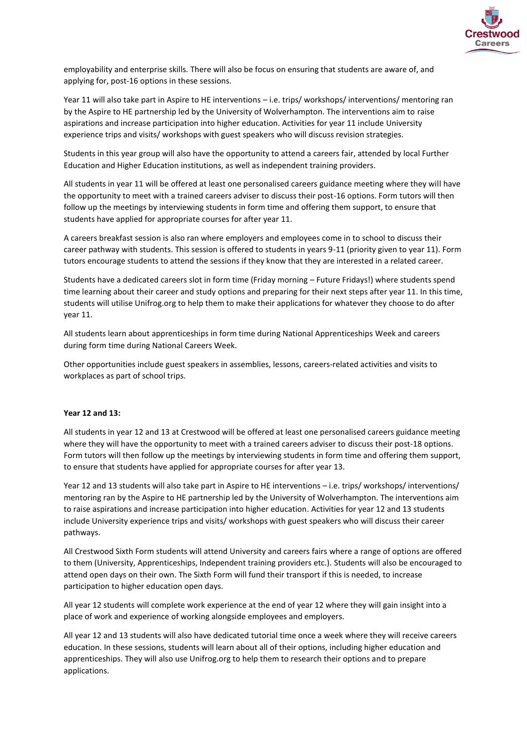employability and enterprise skills. There will also be focus on ensuring that students are aware of, and applying for, post-16 options in these sessions.

Year 11 will also take part in Aspire to HE interventions – i.e. trips/ workshops/ interventions/ mentoring ran by the Aspire to HE partnership led by the University of Wolverhampton. The interventions aim to raise aspirations and increase participation into higher education. Activities for year 11 include University experience trips and visits/ workshops with guest speakers who will discuss revision strategies.

Students in this year group will also have the opportunity to attend a careers fair, attended by local Further Education and Higher Education institutions, as well as independent training providers.

All students in year 11 will be offered at least one personalised careers guidance meeting where they will have the opportunity to meet with a trained careers adviser to discuss their post-16 options. Form tutors will then follow up the meetings by interviewing students in form time and offering them support, to ensure that students have applied for appropriate courses for after year 11.

A careers breakfast session is also ran where employers and employees come in to school to discuss their career pathway with students. This session is offered to students in years 9-11 (priority given to year 11). Form tutors encourage students to attend the sessions if they know that they are interested in a related career.

Students have a dedicated careers slot in form time (Friday morning – Future Fridays!) where students spend time learning about their career and study options and preparing for their next steps after year 11. In this time, students will utilise Unifrog.org to help them to make their applications for whatever they choose to do after year 11.

All students learn about apprenticeships in form time during National Apprenticeships Week and careers during form time during National Careers Week.

Other opportunities include guest speakers in assemblies, lessons, careers-related activities and visits to workplaces as part of school trips.

**Year 12 and 13:**

All students in year 12 and 13 at Crestwood will be offered at least one personalised careers guidance meeting where they will have the opportunity to meet with a trained careers adviser to discuss their post-18 options. Form tutors will then follow up the meetings by interviewing students in form time and offering them support, to ensure that students have applied for appropriate courses for after year 13.

Year 12 and 13 students will also take part in Aspire to HE interventions – i.e. trips/ workshops/ interventions/ mentoring ran by the Aspire to HE partnership led by the University of Wolverhampton. The interventions aim to raise aspirations and increase participation into higher education. Activities for year 12 and 13 students include University experience trips and visits/ workshops with guest speakers who will discuss their career pathways.

All Crestwood Sixth Form students will attend University and careers fairs where a range of options are offered to them (University, Apprenticeships, Independent training providers etc.). Students will also be encouraged to attend open days on their own. The Sixth Form will fund their transport if this is needed, to increase participation to higher education open days.

All year 12 students will complete work experience at the end of year 12 where they will gain insight into a place of work and experience of working alongside employees and employers.

All year 12 and 13 students will also have dedicated tutorial time once a week where they will receive careers education. In these sessions, students will learn about all of their options, including higher education and apprenticeships. They will also use Unifrog.org to help them to research their options and to prepare applications.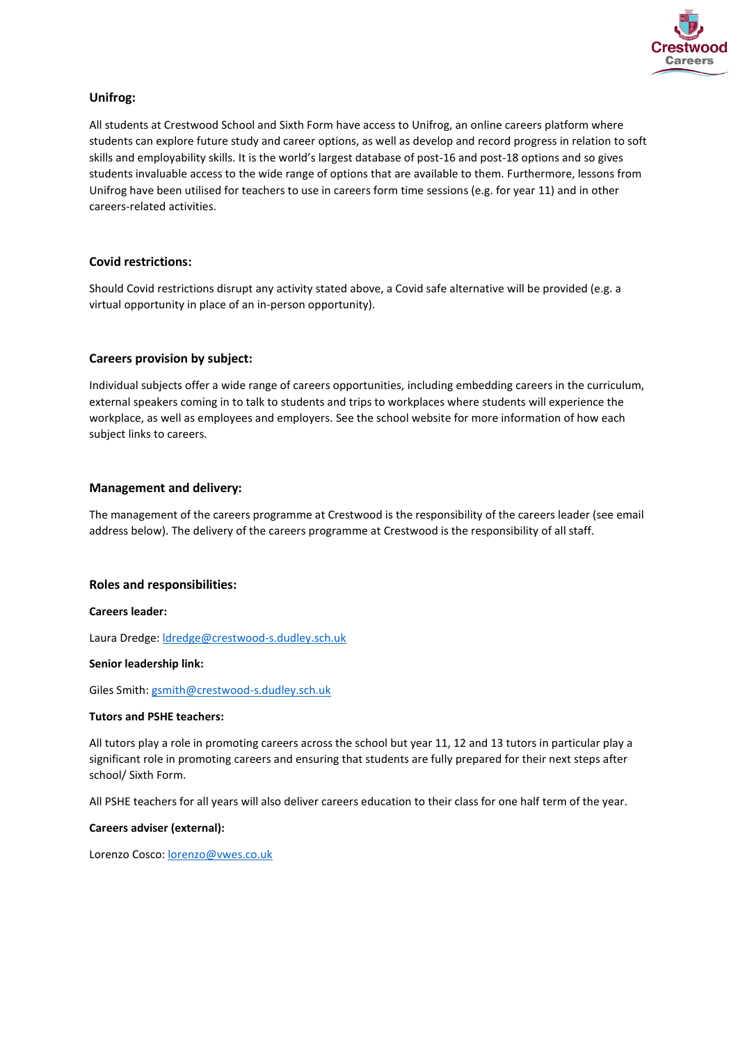### Unifrog:

All students at Crestwood School and Sixth Form have access to Unifrog, an online careers platform where students can explore future study and career options, as well as develop and record progress in relation to soft skills and employability skills. It is the world's largest database of post-16 and post-18 options and so gives students invaluable access to the wide range of options that are available to them. Furthermore, lessons from Unifrog have been utilised for teachers to use in careers form time sessions (e.g. for year 11) and in other careers-related activities.

### Covid restrictions:

Should Covid restrictions disrupt any activity stated above, a Covid safe alternative will be provided (e.g. a virtual opportunity in place of an in-person opportunity).

### Careers provision by subject:

Individual subjects offer a wide range of careers opportunities, including embedding careers in the curriculum, external speakers coming in to talk to students and trips to workplaces where students will experience the workplace, as well as employees and employers. See the school website for more information of how each subject links to careers.

### Management and delivery:

The management of the careers programme at Crestwood is the responsibility of the careers leader (see email address below). The delivery of the careers programme at Crestwood is the responsibility of all staff.

### Roles and responsibilities:

**Careers leader:**

Laura Dredge: ldredge@crestwood-s.dudley.sch.uk

**Senior leadership link:**

Giles Smith: gsmith@crestwood-s.dudley.sch.uk

**Tutors and PSHE teachers:**

All tutors play a role in promoting careers across the school but year 11, 12 and 13 tutors in particular play a significant role in promoting careers and ensuring that students are fully prepared for their next steps after school/ Sixth Form.

All PSHE teachers for all years will also deliver careers education to their class for one half term of the year.

**Careers adviser (external):**

Lorenzo Cosco: lorenzo@vwes.co.uk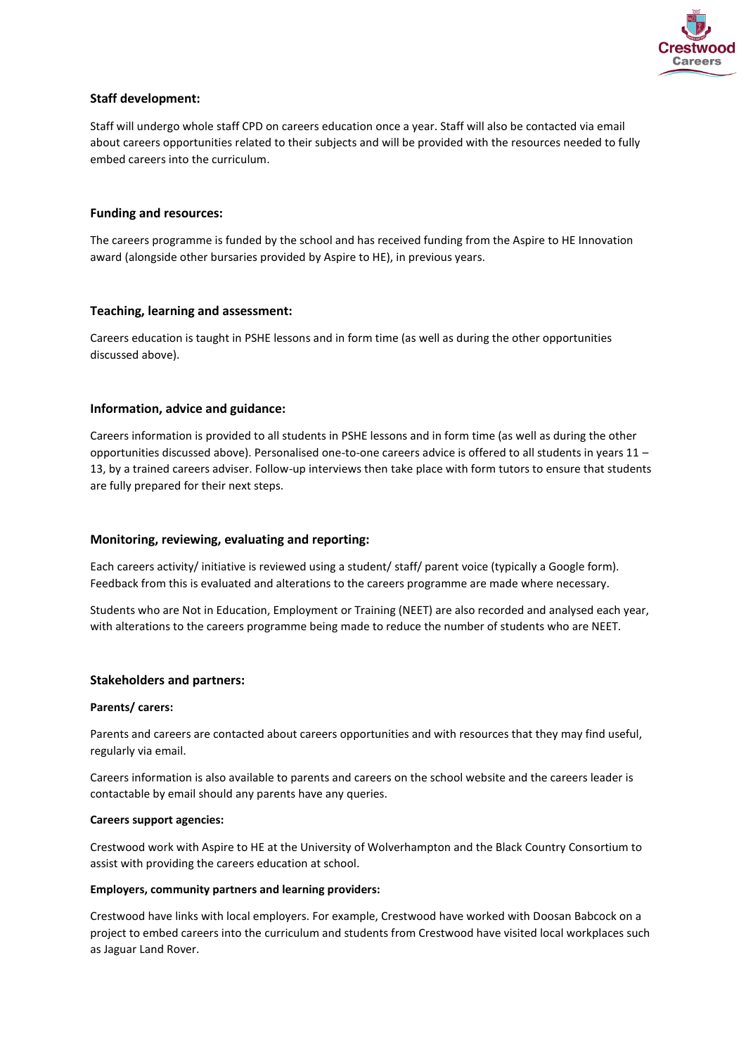### Staff development:

Staff will undergo whole staff CPD on careers education once a year. Staff will also be contacted via email about careers opportunities related to their subjects and will be provided with the resources needed to fully embed careers into the curriculum.

### Funding and resources:

The careers programme is funded by the school and has received funding from the Aspire to HE Innovation award (alongside other bursaries provided by Aspire to HE), in previous years.

### Teaching, learning and assessment:

Careers education is taught in PSHE lessons and in form time (as well as during the other opportunities discussed above).

### Information, advice and guidance:

Careers information is provided to all students in PSHE lessons and in form time (as well as during the other opportunities discussed above). Personalised one-to-one careers advice is offered to all students in years 11 – 13, by a trained careers adviser. Follow-up interviews then take place with form tutors to ensure that students are fully prepared for their next steps.

### Monitoring, reviewing, evaluating and reporting:

Each careers activity/ initiative is reviewed using a student/ staff/ parent voice (typically a Google form). Feedback from this is evaluated and alterations to the careers programme are made where necessary.

Students who are Not in Education, Employment or Training (NEET) are also recorded and analysed each year, with alterations to the careers programme being made to reduce the number of students who are NEET.

### Stakeholders and partners:

**Parents/ carers:**

Parents and careers are contacted about careers opportunities and with resources that they may find useful, regularly via email.

Careers information is also available to parents and careers on the school website and the careers leader is contactable by email should any parents have any queries.

**Careers support agencies:**

Crestwood work with Aspire to HE at the University of Wolverhampton and the Black Country Consortium to assist with providing the careers education at school.

**Employers, community partners and learning providers:**

Crestwood have links with local employers. For example, Crestwood have worked with Doosan Babcock on a project to embed careers into the curriculum and students from Crestwood have visited local workplaces such as Jaguar Land Rover.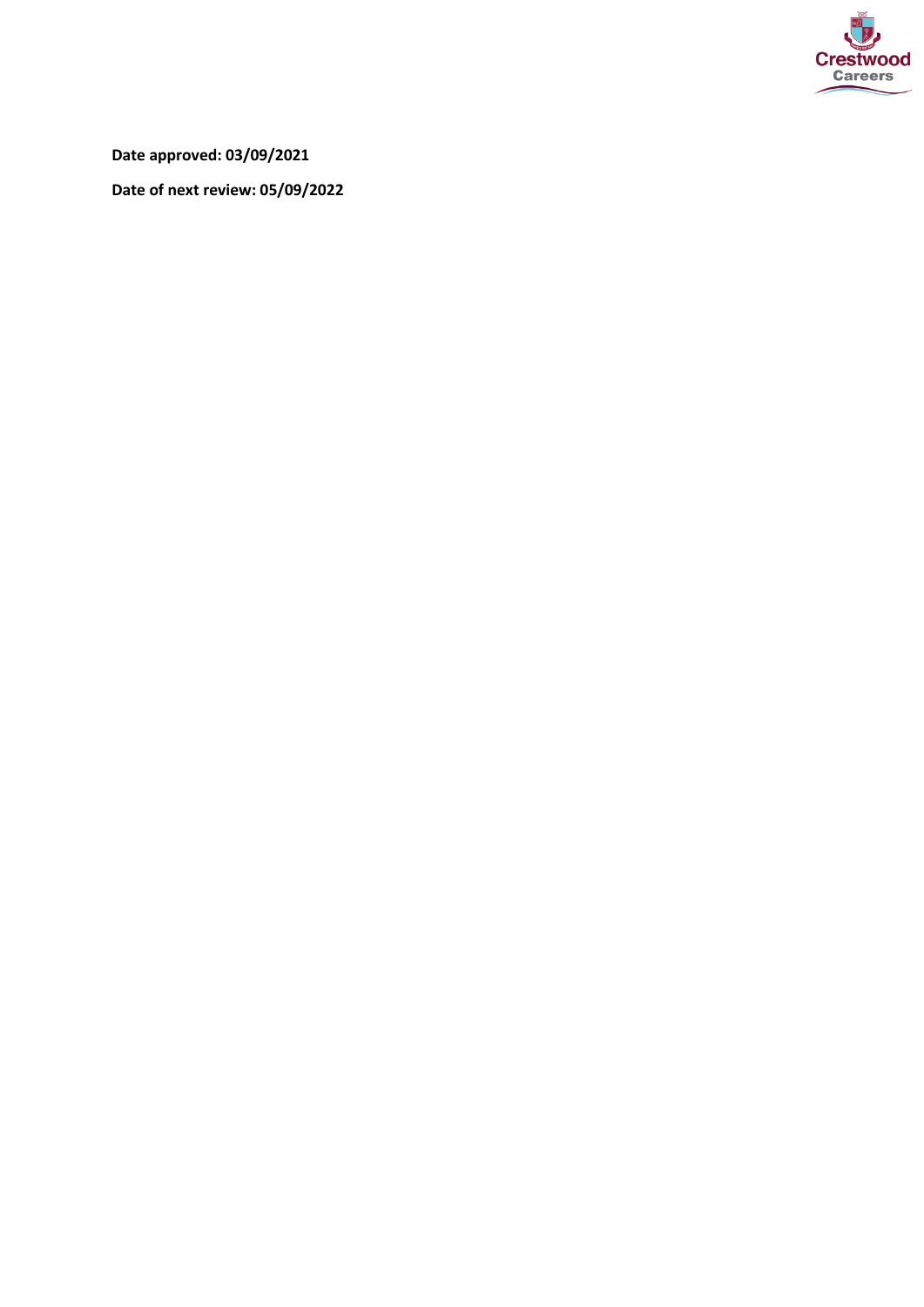**Date approved: 03/09/2021**

**Date of next review: 05/09/2022**